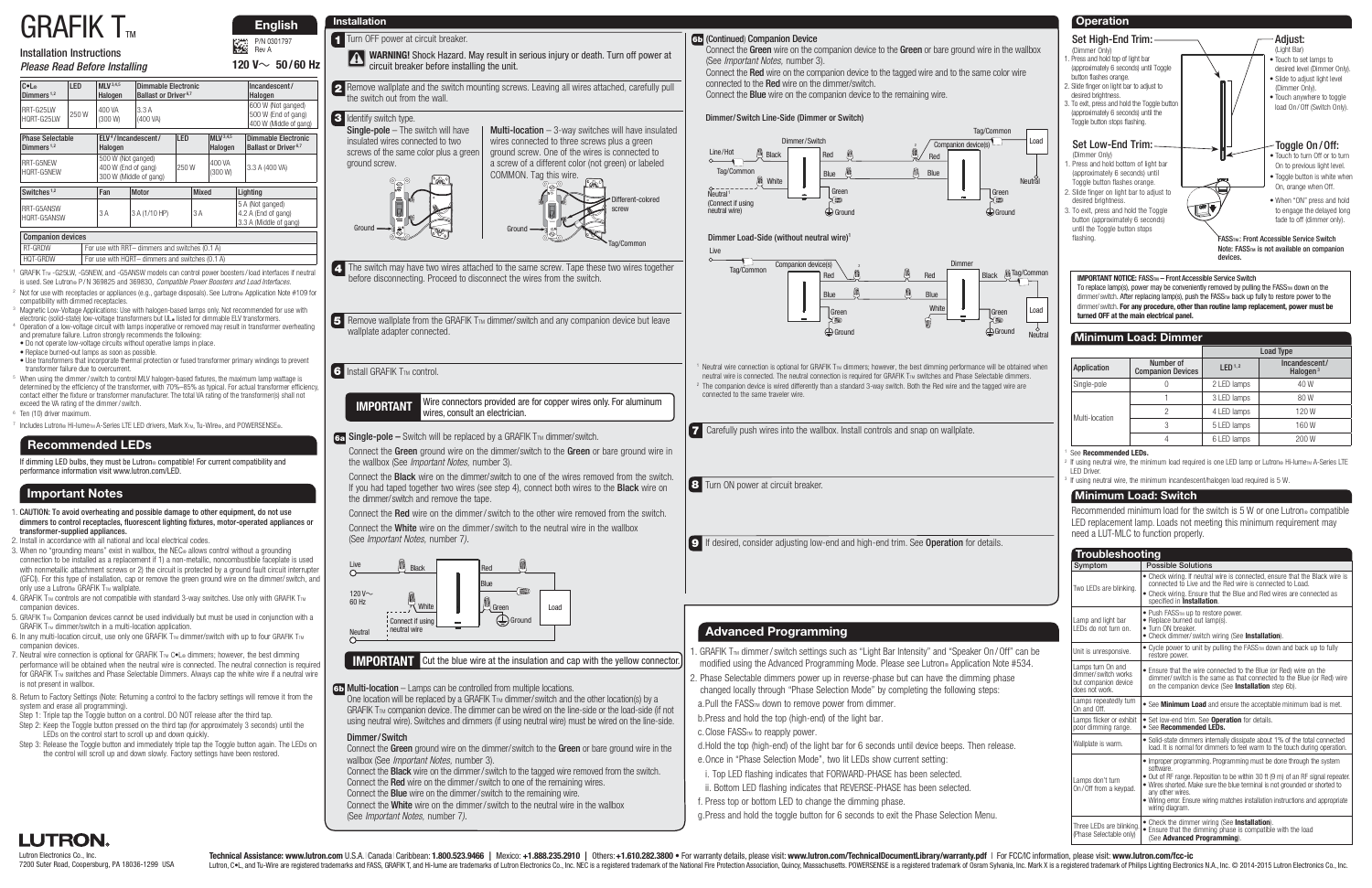# GRAFIK T™

Installation Instructions
*Please Read Before Installing*

## English

P/N 0301797
Rev A

**120 V~ 50/60 Hz**

| C•L® Dimmers [1,2] | LED | MLV [3,4,5] Halogen | Dimmable Electronic Ballast or Driver [6,7] | Incandescent/ Halogen |
|---|---|---|---|---|
| RRT-G25LW HQRT-G25LW | 250 W | 400 VA (300 W) | 3.3 A (400 VA) | 600 W (Not ganged) 500 W (End of gang) 400 W (Middle of gang) |

| Phase Selectable Dimmers [1,2] | ELV [3]/Incandescent/ Halogen | LED | MLV [3,4,5] Halogen | Dimmable Electronic Ballast or Driver [6,7] |
|---|---|---|---|---|
| RRT-G5NEW HQRT-G5NEW | 500 W (Not ganged) 400 W (End of gang) 300 W (Middle of gang) | 250 W | 400 VA (300 W) | 3.3 A (400 VA) |

| Switches [1,2] | Fan | Motor | Mixed | Lighting |
|---|---|---|---|---|
| RRT-G5ANSW HQRT-G5ANSW | 3 A | 3 A (1/10 HP) | 3 A | 5 A (Not ganged) 4.2 A (End of gang) 3.3 A (Middle of gang) |

| Companion devices | |
|---|---|
| RT-GRDW | For use with RRT– dimmers and switches (0.1 A) |
| HQT-GRDW | For use with HQRT– dimmers and switches (0.1 A) |

[1] GRAFIK T™ -G25LW, -G5NEW, and -G5ANSW models can control power boosters/load interfaces if neutral is used. See Lutron® P/N 369825 and 369830, *Compatible Power Boosters and Load Interfaces*.
[2] Not for use with receptacles or appliances (e.g., garbage disposals). See Lutron® Application Note #109 for compatibility with dimmed receptacles.
[3] Magnetic Low-Voltage Applications: Use with halogen-based lamps only. Not recommended for use with electronic (solid-state) low-voltage transformers but UL® listed for dimmable ELV transformers.
[4] Operation of a low-voltage circuit with lamps inoperative or removed may result in transformer overheating and premature failure. Lutron strongly recommends the following:
- Do not operate low-voltage circuits without operative lamps in place.
- Replace burned-out lamps as soon as possible.
- Use transformers that incorporate thermal protection or fused transformer primary windings to prevent transformer failure due to overcurrent.

[5] When using the dimmer/switch to control MLV halogen-based fixtures, the maximum lamp wattage is determined by the efficiency of the transformer, with 70%–85% as typical. For actual transformer efficiency, contact either the fixture or transformer manufacturer. The total VA rating of the transformer(s) shall not exceed the VA rating of the dimmer/switch.
[6] Ten (10) driver maximum.
[7] Includes Lutron® Hi-lume® A-Series LTE LED drivers, Mark X™, Tu-Wire®, and POWERSENSE®.

## Recommended LEDs

If dimming LED bulbs, they must be Lutron® compatible! For current compatibility and performance information visit www.lutron.com/LED.

## Important Notes

1. **CAUTION: To avoid overheating and possible damage to other equipment, do not use dimmers to control receptacles, fluorescent lighting fixtures, motor-operated appliances or transformer-supplied appliances.**
2. Install in accordance with all national and local electrical codes.
3. When no "grounding means" exist in wallbox, the NEC® allows control without a grounding connection to be installed as a replacement if 1) a non-metallic, noncombustible faceplate is used with nonmetallic attachment screws or 2) the circuit is protected by a ground fault circuit interrupter (GFCI). For this type of installation, cap or remove the green ground wire on the dimmer/switch, and only use a Lutron® GRAFIK T™ wallplate.
4. GRAFIK T™ controls are not compatible with standard 3-way switches. Use only with GRAFIK T™ companion devices.
5. GRAFIK T™ Companion devices cannot be used individually but must be used in conjunction with a GRAFIK T™ dimmer/switch in a multi-location application.
6. In any multi-location circuit, use only one GRAFIK T™ dimmer/switch with up to four GRAFIK T™ companion devices.
7. Neutral wire connection is optional for GRAFIK T™ C•L® dimmers; however, the best dimming performance will be obtained when the neutral wire is connected. The neutral connection is required for GRAFIK T™ switches and Phase Selectable Dimmers. Always cap the white wire if a neutral wire is not present in wallbox.
8. Return to Factory Settings (Note: Returning a control to the factory settings will remove it from the system and erase all programming).
   Step 1: Triple tap the Toggle button on a control. DO NOT release after the third tap.
   Step 2: Keep the Toggle button pressed on the third tap (for approximately 3 seconds) until the LEDs on the control start to scroll up and down quickly.
   Step 3: Release the Toggle button and immediately triple tap the Toggle button again. The LEDs on the control will scroll up and down slowly. Factory settings have been restored.

## Installation

**1** Turn OFF power at circuit breaker.

**WARNING!** Shock Hazard. May result in serious injury or death. Turn off power at circuit breaker before installing the unit.

**2** Remove wallplate and the switch mounting screws. Leaving all wires attached, carefully pull the switch out from the wall.

**3** Identify switch type.

**Single-pole** – The switch will have insulated wires connected to two screws of the same color plus a green ground screw.

**Multi-location** – 3-way switches will have insulated wires connected to three screws plus a green ground screw. One of the wires is connected to a screw of a different color (not green) or labeled COMMON. Tag this wire.

Ground — Ground — Different-colored screw — Tag/Common

**4** The switch may have two wires attached to the same screw. Tape these two wires together before disconnecting. Proceed to disconnect the wires from the switch.

**5** Remove wallplate from the GRAFIK T™ dimmer/switch and any companion device but leave wallplate adapter connected.

**6** Install GRAFIK T™ control.

**IMPORTANT** Wire connectors provided are for copper wires only. For aluminum wires, consult an electrician.

**6a Single-pole –** Switch will be replaced by a GRAFIK T™ dimmer/switch.

Connect the **Green** ground wire on the dimmer/switch to the **Green** or bare ground wire in the wallbox (See *Important Notes,* number 3).

Connect the **Black** wire on the dimmer/switch to one of the wires removed from the switch. If you had taped together two wires (see step 4), connect both wires to the **Black** wire on the dimmer/switch and remove the tape.

Connect the **Red** wire on the dimmer/switch to the other wire removed from the switch.

Connect the **White** wire on the dimmer/switch to the neutral wire in the wallbox (See *Important Notes,* number 7).

Live — Black — Red — Blue — 120 V~ 60 Hz — White — Green — Ground — Load — Connect if using neutral wire — Neutral

**IMPORTANT** Cut the blue wire at the insulation and cap with the yellow connector.

**6b Multi-location** – Lamps can be controlled from multiple locations.
One location will be replaced by a GRAFIK T™ dimmer/switch and the other location(s) by a GRAFIK T™ companion device. The dimmer can be wired on the line-side or the load-side (if not using neutral wire). Switches and dimmers (if using neutral wire) must be wired on the line-side.

### Dimmer/Switch

Connect the **Green** ground wire on the dimmer/switch to the **Green** or bare ground wire in the wallbox (See *Important Notes,* number 3).
Connect the **Black** wire on the dimmer/switch to the tagged wire removed from the switch.
Connect the **Red** wire on the dimmer/switch to one of the remaining wires.
Connect the **Blue** wire on the dimmer/switch to the remaining wire.
Connect the **White** wire on the dimmer/switch to the neutral wire in the wallbox (See *Important Notes,* number 7).

**6b** (Continued) **Companion Device**
Connect the **Green** wire on the companion device to the **Green** or bare ground wire in the wallbox (See *Important Notes,* number 3).
Connect the **Red** wire on the companion device to the tagged wire and to the same color wire connected to the **Red** wire on the dimmer/switch.
Connect the **Blue** wire on the companion device to the remaining wire.

**Dimmer/Switch Line-Side (Dimmer or Switch)**

Line/Hot — Black — Tag/Common — White — Neutral[1] (Connect if using neutral wire) — Dimmer/Switch — Red — Blue — Green — Ground — Companion device(s)[2] — Red — Blue — Green — Ground — Tag/Common — Load — Neutral

**Dimmer Load-Side (without neutral wire)**[1]

Live — Tag/Common — Companion device(s)[2] — Red — Blue — Green — Ground — Dimmer — Red — Blue — White — Green — Ground — Black — Tag/Common — Load — Neutral

[1] Neutral wire connection is optional for GRAFIK T™ dimmers; however, the best dimming performance will be obtained when neutral wire is connected. The neutral connection is required for GRAFIK T™ switches and Phase Selectable dimmers.
[2] The companion device is wired differently than a standard 3-way switch. Both the Red wire and the tagged wire are connected to the same traveler wire.

**7** Carefully push wires into the wallbox. Install controls and snap on wallplate.

**8** Turn ON power at circuit breaker.

**9** If desired, consider adjusting low-end and high-end trim. See **Operation** for details.

## Advanced Programming

1. GRAFIK T™ dimmer/switch settings such as "Light Bar Intensity" and "Speaker On/Off" can be modified using the Advanced Programming Mode. Please see Lutron® Application Note #534.
2. Phase Selectable dimmers power up in reverse-phase but can have the dimming phase changed locally through "Phase Selection Mode" by completing the following steps:
   a. Pull the FASS™ down to remove power from dimmer.
   b. Press and hold the top (high-end) of the light bar.
   c. Close FASS™ to reapply power.
   d. Hold the top (high-end) of the light bar for 6 seconds until device beeps. Then release.
   e. Once in "Phase Selection Mode", two lit LEDs show current setting:
      i. Top LED flashing indicates that FORWARD-PHASE has been selected.
      ii. Bottom LED flashing indicates that REVERSE-PHASE has been selected.
   f. Press top or bottom LED to change the dimming phase.
   g. Press and hold the toggle button for 6 seconds to exit the Phase Selection Menu.

## Operation

**Set High-End Trim:**
(Dimmer Only)
1. Press and hold top of light bar (approximately 6 seconds) until Toggle button flashes orange.
2. Slide finger on light bar to adjust to desired brightness.
3. To exit, press and hold the Toggle button (approximately 6 seconds) until the Toggle button stops flashing.

**Set Low-End Trim:**
(Dimmer Only)
1. Press and hold bottom of light bar (approximately 6 seconds) until Toggle button flashes orange.
2. Slide finger on light bar to adjust to desired brightness.
3. To exit, press and hold the Toggle button (approximately 6 seconds) until the Toggle button stops flashing.

**Adjust:**
(Light Bar)
- Touch to set lamps to desired level (Dimmer Only).
- Slide to adjust light level (Dimmer Only).
- Touch anywhere to toggle load On/Off (Switch Only).

**Toggle On/Off:**
- Touch to turn Off or to turn On to previous light level.
- Toggle button is white when On, orange when Off.
- When "ON" press and hold to engage the delayed long fade to off (dimmer only).

**FASS™: Front Accessible Service Switch**
**Note: FASS™ is not available on companion devices.**

**IMPORTANT NOTICE: FASS™ – Front Accessible Service Switch**
To replace lamp(s), power may be conveniently removed by pulling the FASS™ down on the dimmer/switch. After replacing lamp(s), push the FASS™ back up fully to restore power to the dimmer/switch. **For any procedure, other than routine lamp replacement, power must be turned OFF at the main electrical panel.**

## Minimum Load: Dimmer

| Application | Number of Companion Devices | Load Type: LED [1,2] | Load Type: Incandescent/ Halogen [3] |
|---|---|---|---|
| Single-pole | 0 | 2 LED lamps | 40 W |
| Multi-location | 1 | 3 LED lamps | 80 W |
| | 2 | 4 LED lamps | 120 W |
| | 3 | 5 LED lamps | 160 W |
| | 4 | 6 LED lamps | 200 W |

[1] See **Recommended LEDs.**
[2] If using neutral wire, the minimum load required is one LED lamp or Lutron® Hi-lume® A-Series LTE LED Driver.
[3] If using neutral wire, the minimum incandescent/halogen load required is 5 W.

## Minimum Load: Switch

Recommended minimum load for the switch is 5 W or one Lutron® compatible LED replacement lamp. Loads not meeting this minimum requirement may need a LUT-MLC to function properly.

## Troubleshooting

| Symptom | Possible Solutions |
|---|---|
| Two LEDs are blinking. | • Check wiring. If neutral wire is connected, ensure that the Black wire is connected to Live and the Red wire is connected to Load. • Check wiring. Ensure that the Blue and Red wires are connected as specified in **Installation**. |
| Lamp and light bar LEDs do not turn on. | • Push FASS™ up to restore power. • Replace burned out lamp(s). • Turn ON breaker. • Check dimmer/switch wiring (See **Installation**). |
| Unit is unresponsive. | • Cycle power to unit by pulling the FASS™ down and back up to fully restore power. |
| Lamps turn On and dimmer/switch works but companion device does not work. | • Ensure that the wire connected to the Blue (or Red) wire on the dimmer/switch is the same as that connected to the Blue (or Red) wire on the companion device (See **Installation** step 6b). |
| Lamps repeatedly turn On and Off. | • See **Minimum Load** and ensure the acceptable minimum load is met. |
| Lamps flicker or exhibit poor dimming range. | • Set low-end trim. See **Operation** for details. • See **Recommended LEDs.** |
| Wallplate is warm. | • Solid-state dimmers internally dissipate about 1% of the total connected load. It is normal for dimmers to feel warm to the touch during operation. |
| Lamps don't turn On/Off from a keypad. | • Improper programming. Programming must be done through the system software. • Out of RF range. Reposition to be within 30 ft (9 m) of an RF signal repeater. • Wires shorted. Make sure the blue terminal is not grounded or shorted to any other wires. • Wiring error. Ensure wiring matches installation instructions and appropriate wiring diagram. |
| Three LEDs are blinking. (Phase Selectable only) | • Check the dimmer wiring (See **Installation**). • Ensure that the dimming phase is compatible with the load (See **Advanced Programming**). |

**LUTRON.**
Lutron Electronics Co., Inc.
7200 Suter Road, Coopersburg, PA 18036-1299 USA

**Technical Assistance: www.lutron.com** U.S.A. | Canada | Caribbean: **1.800.523.9466** | Mexico: **+1.888.235.2910** | Others: **+1.610.282.3800** • For warranty details, please visit: **www.lutron.com/TechnicalDocumentLibrary/warranty.pdf** | For FCC/IC information, please visit: **www.lutron.com/fcc-ic**

Lutron, C•L, and Tu-Wire are registered trademarks and FASS, GRAFIK T, and Hi-lume are trademarks of Lutron Electronics Co., Inc. NEC is a registered trademark of the National Fire Protection Association, Quincy, Massachusetts. POWERSENSE is a registered trademark of Osram Sylvania, Inc. Mark X is a registered trademark of Philips Lighting Electronics N.A., Inc. © 2014-2015 Lutron Electronics Co., Inc.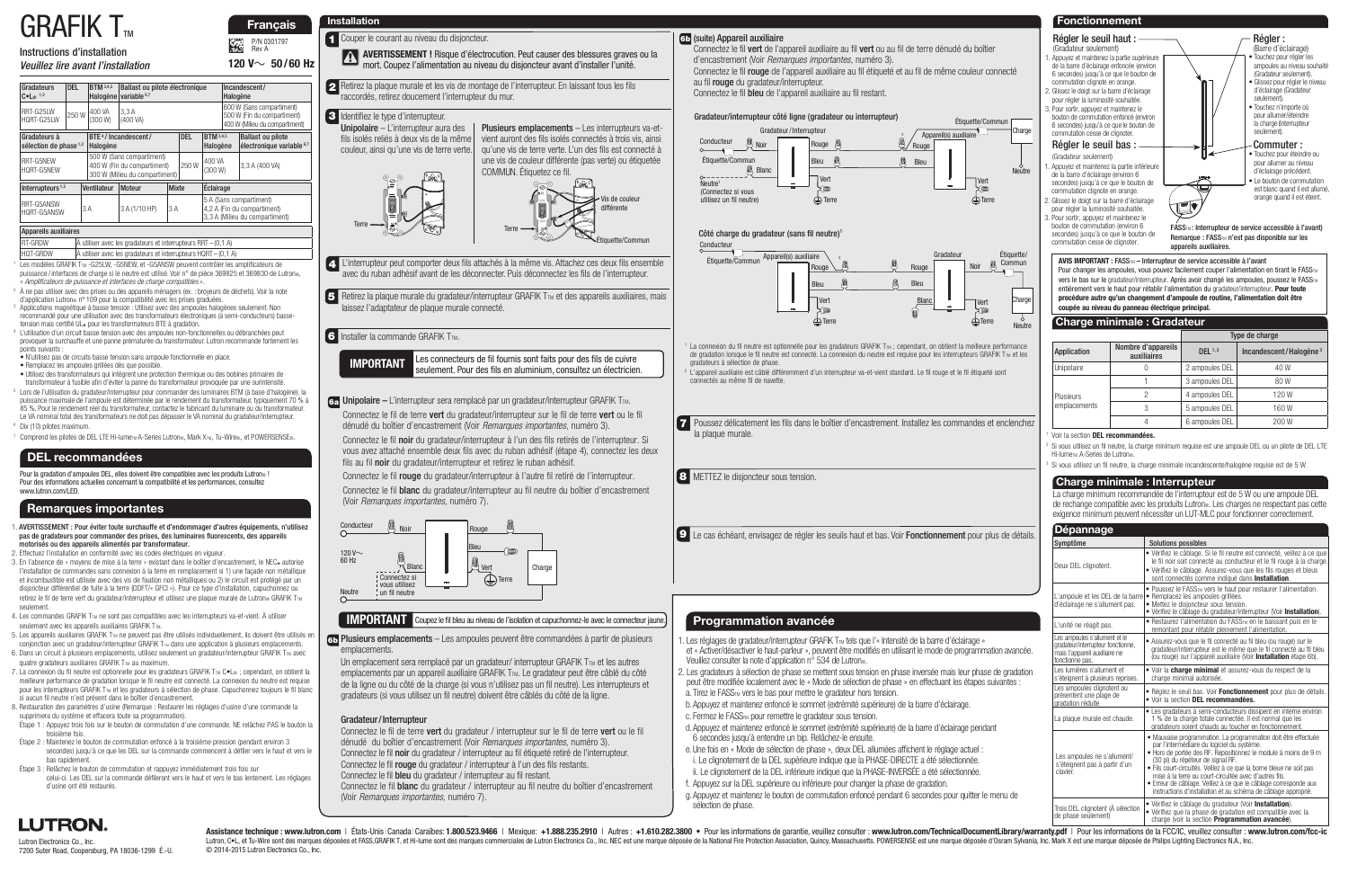# GRAFIK T™

Instructions d'installation
*Veuillez lire avant l'installation*

**Français**

P/N 0301797
Rev A

**120 V~ 50 / 60 Hz**

| Gradateurs C•L® [1,2] | DEL | BTM [3,4,5] Halogène | Ballast ou pilote électronique variable [6,7] | Incandescent / Halogène |
|---|---|---|---|---|
| RRT-G25LW HQRT-G25LW | 250 W | 400 VA (300 W) | 3,3 A (400 VA) | 600 W (Sans compartiment) 500 W (Fin du compartiment) 400 W (Milieu du compartiment) |

| Gradateurs à sélection de phase [1,2] | BTE [4] / Incandescent / Halogène | DEL | BTM [3,4,5] Halogène | Ballast ou pilote électronique variable [6,7] |
|---|---|---|---|---|
| RRT-G5NEW HQRT-G5NEW | 500 W (Sans compartiment) 400 W (Fin du compartiment) 300 W (Milieu du compartiment) | 250 W | 400 VA (300 W) | 3,3 A (400 VA) |

| Interrupteurs [1,2] | Ventilateur | Moteur | Mixte | Éclairage |
|---|---|---|---|---|
| RRT-G5ANSW HQRT-G5ANSW | 3 A | 3 A (1/10 HP) | 3 A | 5 A (Sans compartiment) 4,2 A (Fin du compartiment) 3,3 A (Milieu du compartiment) |

| Appareils auxiliaires | |
|---|---|
| RT-GRDW | À utiliser avec les gradateurs et interrupteurs RRT – (0,1 A) |
| HQT-GRDW | À utiliser avec les gradateurs et interrupteurs HQRT – (0,1 A) |

[1] Les modèles GRAFIK T™ -G25LW, -G5NEW, et -G5ANSW peuvent contrôler les amplificateurs de puissance / interfaces de charge si le neutre est utilisé. Voir n° de pièce 369825 et 369830 de Lutron®, « Amplificateurs de puissance et interfaces de charge compatibles ».
[2] À ne pas utiliser avec des prises ou des appareils ménagers (ex. : broyeurs de déchets). Voir la note d'application Lutron® n° 109 pour la compatibilité avec les prises graduées.
[3] Applications magnétique à basse tension : Utilisez avec des ampoules halogènes seulement. Non recommandé pour une utilisation avec des transformateurs électroniques (à semi-conducteurs) basse-tension mais certifié UL® pour les transformateurs BTE à gradation.
[4] L'utilisation d'un circuit basse tension avec des ampoules non-fonctionnelles ou débranchées peut provoquer la surchauffe et une panne prématurée du transformateur. Lutron recommande fortement les points suivants :
- N'utilisez pas de circuits basse tension sans ampoule fonctionnelle en place.
- Remplacez les ampoules grillées dès que possible.
- Utilisez des transformateurs qui intègrent une protection thermique ou des bobines primaires de transformateur à fusible afin d'éviter la panne du transformateur provoquée par une surintensité.

[5] Lors de l'utilisation du gradateur/interrupteur pour commander des luminaires BTM (à base d'halogène), la puissance maximale de l'ampoule est déterminée par le rendement du transformateur, typiquement 70 % à 85 %. Pour le rendement réel du transformateur, contactez le fabricant du luminaire ou du transformateur. Le VA nominal total des transformateurs ne doit pas dépasser le VA nominal du gradateur/interrupteur.
[6] Dix (10) pilotes maximum.
[7] Comprend les pilotes de DEL LTE Hi-lume® A-Series Lutron®, Mark X™, Tu-Wire®, et POWERSENSE®.

## DEL recommandées

Pour la gradation d'ampoules DEL, elles doivent être compatibles avec les produits Lutron® ! Pour des informations actuelles concernant la compatibilité et les performances, consultez www.lutron.com/LED.

## Remarques importantes

1. **AVERTISSEMENT : Pour éviter toute surchauffe et d'endommager d'autres équipements, n'utilisez pas de gradateurs pour commander des prises, des luminaires fluorescents, des appareils motorisés ou des appareils alimentés par transformateur.**
2. Effectuez l'installation en conformité avec les codes électriques en vigueur.
3. En l'absence de « moyens de mise à la terre » existant dans le boîtier d'encastrement, le NEC® autorise l'installation de commandes sans connexion à la terre en remplacement si 1) une façade non métallique et incombustible est utilisée avec des vis de fixation non métalliques ou 2) le circuit est protégé par un disjoncteur différentiel de fuite à la terre (DDFT/« GFCI »). Pour ce type d'installation, capuchonnez ou retirez le fil de terre vert du gradateur/interrupteur et utilisez une plaque murale de Lutron® GRAFIK T™ seulement.
4. Les commandes GRAFIK T™ ne sont pas compatibles avec les interrupteurs va-et-vient. À utiliser seulement avec les appareils auxiliaires GRAFIK T™.
5. Les appareils auxiliaires GRAFIK T™ ne peuvent pas être utilisés individuellement, ils doivent être utilisés en conjonction avec un gradateur/interrupteur GRAFIK T™ dans une application à plusieurs emplacements.
6. Dans un circuit à plusieurs emplacements, utilisez seulement un gradateur/interrupteur GRAFIK T™ avec quatre gradateurs auxiliaires GRAFIK T™ au maximum.
7. La connexion du fil neutre est optionnelle pour les gradateurs GRAFIK T™ C•L® ; cependant, on obtient la meilleure performance de gradation lorsque le fil neutre est connecté. La connexion du neutre est requise pour les interrupteurs GRAFIK T™ et les gradateurs à sélection de phase. Capuchonnez toujours le fil blanc si aucun fil neutre n'est présent dans le boîtier d'encastrement.
8. Restauration des paramètres d'usine (Remarque : Restaurer les réglages d'usine d'une commande la supprimera du système et effacera toute sa programmation).
   Étape 1 : Appuyez trois fois sur le bouton de commutation d'une commande. NE relâchez PAS le bouton la troisième fois.
   Étape 2 : Maintenez le bouton de commutation enfoncé à la troisième pression (pendant environ 3 secondes) jusqu'à ce que les DEL sur la commande commencent à défiler vers le haut et vers le bas rapidement.
   Étape 3 : Relâchez le bouton de commutation et rappuyez immédiatement trois fois sur celui-ci. Les DEL sur la commande défileront vers le haut et vers le bas lentement. Les réglages d'usine ont été restaurés.

## Installation

**1** Couper le courant au niveau du disjoncteur.

**AVERTISSEMENT !** Risque d'électrocution. Peut causer des blessures graves ou la mort. Couper l'alimentation au niveau du disjoncteur avant d'installer l'unité.

**2** Retirez la plaque murale et les vis de montage de l'interrupteur. En laissant tous les fils raccordés, retirez doucement l'interrupteur du mur.

**3** Identifiez le type d'interrupteur.

**Unipolaire** – L'interrupteur aura des fils isolés reliés à deux vis de la même couleur, ainsi qu'une vis de terre verte.

**Plusieurs emplacements** – Les interrupteurs va-et-vient auront des fils isolés connectés à trois vis, ainsi qu'une vis de terre verte. L'un des fils est connecté à une vis de couleur différente (pas verte) ou étiquetée COMMUN. Étiquetez ce fil.

Terre — Terre — Vis de couleur différente — Étiquette/Commun

**4** L'interrupteur peut comporter deux fils attachés à la même vis. Attachez ces deux fils ensemble avec du ruban adhésif avant de les déconnecter. Puis déconnectez les fils de l'interrupteur.

**5** Retirez la plaque murale du gradateur/interrupteur GRAFIK T™ et des appareils auxiliaires, mais laissez l'adaptateur de plaque murale connecté.

**6** Installer la commande GRAFIK T™.

**IMPORTANT** Les connecteurs de fil fournis sont faits pour des fils de cuivre seulement. Pour des fils en aluminium, consultez un électricien.

**6a** **Unipolaire –** L'interrupteur sera remplacé par un gradateur/interrupteur GRAFIK T™.

Connectez le fil de terre **vert** du gradateur/interrupteur sur le fil de terre **vert** ou le fil dénudé du boîtier d'encastrement (Voir *Remarques importantes*, numéro 3).

Connectez le fil **noir** du gradateur/interrupteur à l'un des fils retirés de l'interrupteur. Si vous avez attaché ensemble deux fils au ruban adhésif (étape 4), connectez les deux fils au fil **noir** du gradateur/interrupteur et retirez le ruban adhésif.

Connectez le fil **rouge** du gradateur/interrupteur à l'autre fil retiré de l'interrupteur.

Connectez le fil **blanc** du gradateur/interrupteur au fil neutre du boîtier d'encastrement (Voir *Remarques importantes*, numéro 7).

Conducteur — Noir — Rouge — Bleu — 120 V~ 60 Hz — Blanc — Vert — Terre — Charge — Connectez-si vous utilisez un fil neutre — Neutre

**IMPORTANT** Coupez le fil bleu au niveau de l'isolation et capuchonnez-le avec le connecteur jaune.

**6b** **Plusieurs emplacements** – Les ampoules peuvent être commandées à partir de plusieurs emplacements.

Un emplacement sera remplacé par un gradateur/ interrupteur GRAFIK T™ et les autres emplacements par un appareil auxiliaire GRAFIK T™. Le gradateur peut être câblé du côté de la ligne ou du côté de la charge (si vous n'utilisez pas un fil neutre). Les interrupteurs et gradateurs (si vous utilisez un fil neutre) doivent être câblés du côté de la ligne.

**Gradateur / Interrupteur**

Connectez le fil de terre **vert** du gradateur / interrupteur sur le fil de terre **vert** ou le fil dénudé du boîtier d'encastrement (Voir *Remarques importantes*, numéro 3).
Connectez le fil **noir** du gradateur / interrupteur au fil étiqueté retiré de l'interrupteur.
Connectez le fil **rouge** du gradateur / interrupteur à l'un des fils restants.
Connectez le fil **bleu** du gradateur / interrupteur au fil restant.
Connectez le fil **blanc** du gradateur / interrupteur au fil neutre du boîtier d'encastrement (Voir *Remarques importantes*, numéro 7).

**6b (suite) Appareil auxiliaire**

Connectez le fil **vert** de l'appareil auxiliaire au fil **vert** ou au fil de terre dénudé du boîtier d'encastrement (Voir *Remarques importantes*, numéro 3).
Connectez le fil **rouge** de l'appareil auxiliaire au fil étiqueté et au fil de même couleur connecté au fil **rouge** du gradateur/interrupteur.
Connectez le fil **bleu** de l'appareil auxiliaire au fil restant.

**Gradateur/interrupteur côté ligne (gradateur ou interrupteur)**

Conducteur — Noir — Gradateur / Interrupteur — Rouge — Bleu — Blanc — Vert — Terre — Étiquette/Commun — Appareil(s) auxiliaire — Rouge — Bleu — Vert — Terre — Charge — Neutre — Neutre[1] (Connectez si vous utilisez un fil neutre)

**Côté charge du gradateur (sans fil neutre)[1]**

Conducteur — Étiquette/Commun — Appareil(s) auxiliaire — Rouge — Bleu — Vert — Terre — Gradateur — Rouge — Bleu — Blanc — Noir — Vert — Terre — Étiquette/Commun — Charge — Neutre

[1] La connexion du fil neutre est optionnelle pour les gradateurs GRAFIK T™ ; cependant, on obtient la meilleure performance de gradation lorsque le fil neutre est connecté. La connexion du neutre est requise pour les interrupteurs GRAFIK T™ et les gradateurs à sélection de phase.
[2] L'appareil auxiliaire est câblé différemment d'un interrupteur va-et-vient standard. Le fil rouge et le fil étiqueté sont connectés au même fil de navette.

**7** Poussez délicatement les fils dans le boîtier d'encastrement. Installez les commandes et enclenchez la plaque murale.

**8** METTEZ le disjoncteur sous tension.

**9** Le cas échéant, envisagez de régler les seuils haut et bas. Voir **Fonctionnement** pour plus de détails.

## Programmation avancée

1. Les réglages de gradateur/interrupteur GRAFIK T™ tels que l'« Intensité de la barre d'éclairage » et « Activer/désactiver le haut-parleur », peuvent être modifiés en utilisant le mode de programmation avancée. Veuillez consulter la note d'application n° 534 de Lutron®.
2. Les gradateurs à sélection de phase se mettent sous tension en phase inversée mais leur phase de gradation peut être modifiée localement avec le « Mode de sélection de phase » en effectuant les étapes suivantes :
   a. Tirez le FASS™ vers le bas pour mettre le gradateur hors tension.
   b. Appuyez et maintenez enfoncé le sommet (extrémité supérieure) de la barre d'éclairage.
   c. Fermez le FASS™ pour remettre le gradateur sous tension.
   d. Appuyez et maintenez enfoncé le sommet (extrémité supérieure) de la barre d'éclairage pendant 6 secondes jusqu'à entendre un bip. Relâchez-le ensuite.
   e. Une fois en « Mode de sélection de phase », deux DEL allumées affichent le réglage actuel :
      i. Le clignotement de la DEL supérieure indique que la PHASE-DIRECTE a été sélectionnée.
      ii. Le clignotement de la DEL inférieure indique que la PHASE-INVERSÉE a été sélectionnée.
   f. Appuyez sur la DEL supérieure ou inférieure pour changer la phase de gradation.
   g. Appuyez et maintenez le bouton de commutation enfoncé pendant 6 secondes pour quitter le menu de sélection de phase.

## Fonctionnement

**Régler le seuil haut :**
(Gradateur seulement)
1. Appuyez et maintenez la partie supérieure de la barre d'éclairage enfoncée (environ 6 secondes) jusqu'à ce que le bouton de commutation clignote en orange.
2. Glissez le doigt sur la barre d'éclairage pour régler la luminosité souhaitée.
3. Pour sortir, appuyez et maintenez le bouton de commutation enfoncé (environ 6 secondes) jusqu'à ce que le bouton de commutation cesse de clignoter.

**Régler le seuil bas :**
(Gradateur seulement)
1. Appuyez et maintenez la partie inférieure de la barre d'éclairage (environ 6 secondes) jusqu'à ce que le bouton de commutation clignote en orange.
2. Glissez le doigt sur la barre d'éclairage pour régler la luminosité souhaitée.
3. Pour sortir, appuyez et maintenez le bouton de commutation (environ 6 secondes) jusqu'à ce que le bouton de commutation cesse de clignoter.

**Régler :**
(Barre d'éclairage)
- Touchez pour régler les ampoules au niveau souhaité (Gradateur seulement).
- Glissez pour régler le niveau d'éclairage (Gradateur seulement).
- Touchez n'importe où pour allumer/éteindre la charge (Interrupteur seulement).

**Commuter :**
- Touchez pour éteindre ou pour allumer au niveau d'éclairage précédent.
- Le bouton de commutation est blanc quand il est allumé, orange quand il est éteint.

**FASS™ : Interrupteur de service accessible à l'avant**
**Remarque : FASS™ n'est pas disponible sur les appareils auxiliaires.**

**AVIS IMPORTANT : FASS™ – Interrupteur de service accessible à l'avant**
Pour changer les ampoules, vous pouvez facilement couper l'alimentation en tirant le FASS™ vers le bas sur le gradateur/interrupteur. Après avoir changé les ampoules, poussez le FASS™ entièrement vers le haut pour rétablir l'alimentation du gradateur/interrupteur. **Pour toute procédure autre qu'un changement d'ampoule de routine, l'alimentation doit être coupée au niveau du panneau électrique principal.**

## Charge minimale : Gradateur

| Application | Nombre d'appareils auxiliaires | Type de charge | |
|---|---|---|---|
| | | DEL [1,2] | Incandescent / Halogène [3] |
| Unipolaire | 0 | 2 ampoules DEL | 40 W |
| Plusieurs emplacements | 1 | 3 ampoules DEL | 80 W |
| | 2 | 4 ampoules DEL | 120 W |
| | 3 | 5 ampoules DEL | 160 W |
| | 4 | 6 ampoules DEL | 200 W |

[1] Voir la section **DEL recommandées.**
[2] Si vous utilisez un fil neutre, la charge minimum requise est une ampoule DEL ou un pilote de DEL LTE Hi-lume® A-Series de Lutron®.
[3] Si vous utilisez un fil neutre, la charge minimale incandescente/halogène requise est de 5 W.

## Charge minimale : Interrupteur

La charge minimum recommandée de l'interrupteur est de 5 W ou une ampoule DEL de rechange compatible avec les produits Lutron®. Les charges ne respectant pas cette exigence minimum peuvent nécessiter un LUT-MLC pour fonctionner correctement.

## Dépannage

| Symptôme | Solutions possibles |
|---|---|
| Deux DEL clignotent. | • Vérifiez le câblage. Si le fil neutre est connecté, veillez à ce que le fil noir soit connecté au conducteur et le fil rouge à la charge. • Vérifiez le câblage. Assurez-vous que les fils rouges et bleus sont connectés comme indiqué dans **Installation**. |
| L'ampoule et les DEL de la barre d'éclairage ne s'allument pas. | • Poussez le FASS™ vers le haut pour restaurer l'alimentation. • Remplacez les ampoules grillées. • Mettez le disjoncteur sous tension. • Vérifiez le câblage du gradateur/interrupteur (Voir **Installation**). |
| L'unité ne réagit pas. | • Restaurez l'alimentation du FASS™ en le baissant puis en le remontant pour rétablir pleinement l'alimentation. |
| Les ampoules s'allument et le gradateur/interrupteur fonctionne, mais l'appareil auxiliaire ne fonctionne pas. | • Assurez-vous que le fil connecté au fil bleu (ou rouge) sur le gradateur/interrupteur est le même que le fil connecté au fil bleu (ou rouge) sur l'appareil auxiliaire (Voir **Installation** étape 6b). |
| Les lumières s'allument et s'éteignent à plusieurs reprises. | • Voir la **charge minimal** et assurez-vous du respect de la charge minimal autorisée. |
| Les ampoules clignotent ou présentent une plage de gradation réduite | • Réglez le seuil bas. Voir **Fonctionnement** pour plus de détails. • Voir la section **DEL recommandées.** |
| La plaque murale est chaude. | • Les gradateurs à semi-conducteurs dissipent en interne environ 1 % de la charge totale connectée. Il est normal que les gradateurs soient chauds au toucher en fonctionnement. |
| Les ampoules ne s'allument/ s'éteignent pas à partir d'un clavier. | • Mauvaise programmation. La programmation doit être effectuée par l'intermédiaire du logiciel du système. • Hors de portée des RF. Repositionnez le module à moins de 9 m (30 pi) du répéteur de signal RF. • Fils court-circuités. Veillez à ce que la borne bleue ne soit pas mise à la terre ou court-circuitée avec d'autres fils. • Erreur de câblage. Veillez à ce que le câblage corresponde aux instructions d'installation et au schéma de câblage approprié. |
| Trois DEL clignotent (À sélection de phase seulement) | • Vérifiez le câblage du gradateur (Voir **Installation**). • Vérifiez que la phase de gradation est compatible avec la charge (voir la section **Programmation avancée**). |

**LUTRON**

Lutron Electronics Co., Inc.
7200 Suter Road, Coopersburg, PA 18036-1299 É.-U.

**Assistance technique : www.lutron.com** | États-Unis / Canada / Caraïbes : **1.800.523.9466** | Mexique : **+1.888.235.2910** | Autres : **+1.610.282.3800** • Pour les informations de garantie, veuillez consulter : **www.lutron.com/TechnicalDocumentLibrary/warranty.pdf** | Pour les informations de la FCC/IC, veuillez consulter : **www.lutron.com/fcc-ic**
Lutron, C•L, et Tu-Wire sont des marques déposées et FASS, GRAFIK T, et Hi-lume sont des marques commerciales de Lutron Electronics Co., Inc. NEC est une marque déposée de la National Fire Protection Association, Quincy, Massachusetts. POWERSENSE est une marque déposée d'Osram Sylvania, Inc. Mark X est une marque déposée de Philips Lighting Electronics N.A., Inc.
© 2014-2015 Lutron Electronics Co., Inc.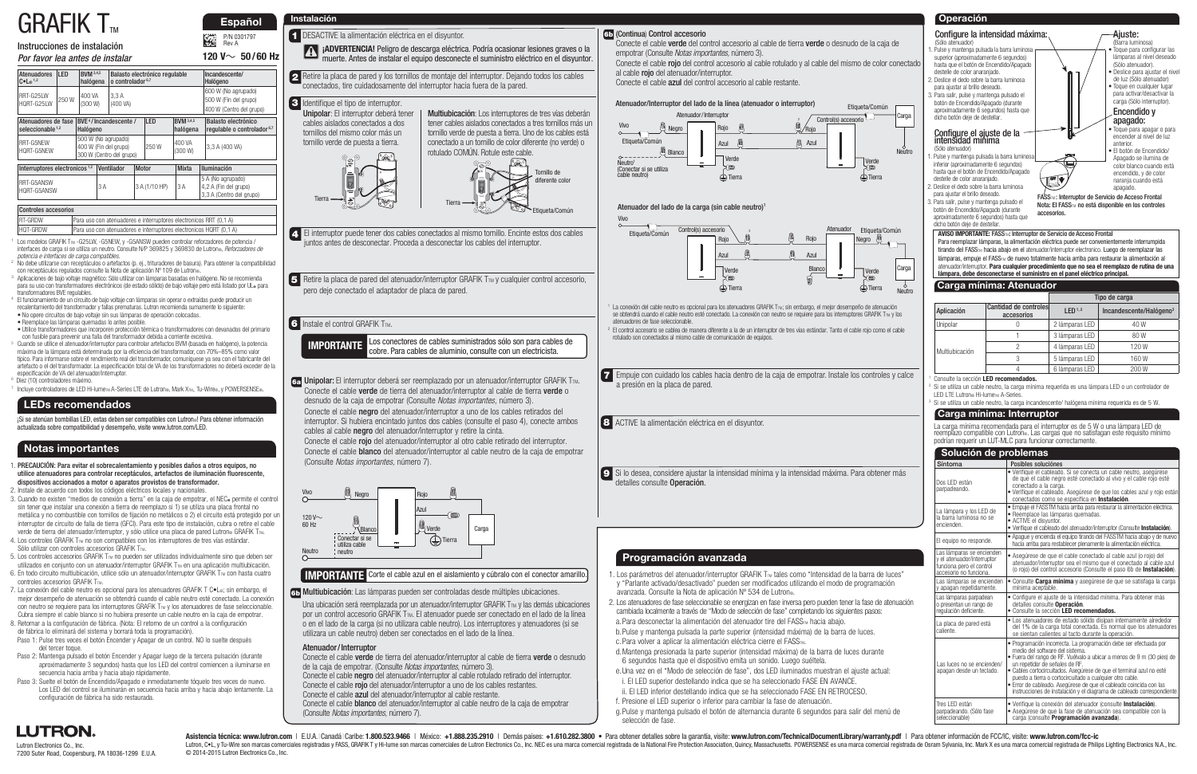# GRAFIK T™

## Español

P/N 0301797
Rev A

**120 V~ 50 / 60 Hz**

Instrucciones de instalación
*Por favor lea antes de instalar*

| Atenuadores C•L®[1,2] | LED | BVM[3,4,5] halógena | Balasto electrónico regulable o controlador[6,7] | Incandescente/ Halógeno |
|---|---|---|---|---|
| RRT-G25LW HQRT-G25LW | 250 W | 400 VA (300 W) | 3,3 A (400 VA) | 600 W (No agrupado) 500 W (Fin del grupo) 400 W (Centro del grupo) |

| Atenuadores de fase seleccionable[1,2] | BVE[3]/Incandescente / Halógeno | LED | BVM[3,4,5] halógena | Balasto electrónico regulable o controlador[6,7] |
|---|---|---|---|---|
| RRT-G5NEW HQRT-G5NEW | 500 W (No agrupado) 400 W (Fin del grupo) 300 W (Centro del grupo) | 250 W | 400 VA (300 W) | 3,3 A (400 VA) |

| Interruptores electrónicos[1,2] | Ventilador | Motor | Mixta | Iluminación |
|---|---|---|---|---|
| RRT-G5ANSW HQRT-G5ANSW | 3 A | 3 A (1/10 HP) | 3 A | 5 A (No agrupado) 4,2 A (Fin del grupo) 3,3 A (Centro del grupo) |

| Controles accesorios | |
|---|---|
| RT-GRDW | Para uso con atenuadores e interruptores electrónicos RRT (0,1 A) |
| HQT-GRDW | Para uso con atenuadores e interruptores electrónicos HQRT (0,1 A) |

[1] Los modelos GRAFIK T™ -G25LW, -G5NEW, y -G5ANSW pueden controlar reforzadores de potencia / interfaces de carga si se utiliza un neutro. Consulte N/P 369825 y 369830 de Lutron®, *Reforzadores de potencia e interfaces de carga compatibles.*
[2] No debe utilizarse con receptáculos o artefactos (p. ej., trituradores de basura). Para obtener la compatibilidad con receptáculos regulados consulte la Nota de aplicación Nº 109 de Lutron®.
[3] Aplicaciones de bajo voltaje magnético: Sólo utilizar con lámparas basadas en halógeno. No se recomienda para su uso con transformadores electrónicos (de estado sólido) de bajo voltaje pero está listado por UL® para transformadores BVE regulables.
[4] El funcionamiento de un circuito de bajo voltaje con lámparas sin operar o extraídas puede producir un recalentamiento del transformador y fallas prematuras. Lutron recomienda sumamente lo siguiente:
- No operar circuitos de bajo voltaje sin sus lámparas de operación colocadas.
- Reemplace las lámparas quemadas lo antes posible.
- Utilice transformadores que incorporen protección térmica o transformadores con devanados del primario con fusible para prevenir una falla del transformador debida a corriente excesiva.

[5] Cuando se utilice el atenuador/interruptor para controlar artefactos BVM (basada en halógeno), la potencia máxima de la lámpara está determinada por la eficiencia del transformador; con 70%–85% como valor típico. Para informarse sobre el rendimiento real del transformador, comuníquese ya sea con el fabricante del artefacto o el del transformador. La especificación total de VA de los transformadores no deberá exceder de la especificación de VA del atenuador/interruptor.
[6] Diez (10) controladores máximo.
[7] Incluye controladores de LED Hi-lume® A-Series LTE de Lutron®, Mark X™, Tu-Wire®, y POWERSENSE®.

## LEDs recomendados

¡Si se atenúan bombillas LED, estas deben ser compatibles con Lutron®! Para obtener información actualizada sobre compatibilidad y desempeño, visite www.lutron.com/LED.

## Notas importantes

1. **PRECAUCIÓN: Para evitar el sobrecalentamiento y posibles daños a otros equipos, no utilice atenuadores para controlar receptáculos, artefactos de iluminación fluorescente, dispositivos accionados a motor o aparatos provistos de transformador.**
2. Instale de acuerdo con todos los códigos eléctricos locales y nacionales.
3. Cuando no existen "medios de conexión a tierra" en la caja de empotrar, el NEC® permite el control sin tener que instalar una conexión a tierra de reemplazo si 1) se utiliza una placa frontal no metálica y no combustible con tornillos de fijación no metálicos o 2) el circuito está protegido por un interruptor de circuito de falla de tierra (GFCI). Para este tipo de instalación, cubra o retire el cable verde de tierra del atenuador/interruptor, y sólo utilice una placa de pared Lutron® GRAFIK T™.
4. Los controles GRAFIK T™ no pueden ser utilizados con los interruptores de tres vías estándar. Sólo utilizar con controles accesorios GRAFIK T™.
5. Los controles accesorios GRAFIK T™ no pueden ser utilizados individualmente sino que deben ser utilizados en conjunto con un atenuador/interruptor GRAFIK T™ en una aplicación multiubicación.
6. En todo circuito multiubicación, utilice sólo un atenuador/interruptor GRAFIK T™ con hasta cuatro controles accesorios GRAFIK T™.
7. La conexión del cable neutro es opcional para los atenuadores GRAFIK T C•L®; sin embargo, el mejor desempeño de atenuación se obtendrá cuando el cable neutro esté conectado. La conexión con neutro se requiere para los interruptores GRAFIK T™ y los atenuadores de fase seleccionable. Cubra siempre el cable blanco si no hubiera presente un cable neutro en la caja de empotrar.
8. Retornar a la configuración de fábrica. (Nota: El retorno de un control a la configuración de fábrica lo eliminará del sistema y borrará toda la programación).
   Paso 1: Pulse tres veces el botón Encender y Apagar de un control. NO lo suelte después del tercer toque.
   Paso 2: Mantenga pulsado el botón Encender y Apagar luego de la tercera pulsación (durante aproximadamente 3 segundos) hasta que los LED del control comiencen a iluminarse en secuencia hacia arriba y hacia abajo rápidamente.
   Paso 3: Suelte el botón de Encendido/Apagado e inmediatamente tóquelo tres veces de nuevo. Los LED del control se iluminarán en secuencia hacia arriba y hacia abajo lentamente. La configuración de fábrica ha sido restaurada.

**LUTRON.**
Lutron Electronics Co., Inc.
7200 Suter Road, Coopersburg, PA 18036-1299 E.U.A.

## Instalación

**1** DESACTIVE la alimentación eléctrica en el disyuntor.

**¡ADVERTENCIA!** Peligro de descarga eléctrica. Podría ocasionar lesiones graves o la muerte. Antes de instalar el equipo desconecte el suministro eléctrico en el disyuntor.

**2** Retire la placa de pared y los tornillos de montaje del interruptor. Dejando todos los cables conectados, tire cuidadosamente del interruptor hacia fuera de la pared.

**3** Identifique el tipo de interruptor.

**Unipolar**: El interruptor deberá tener cables aislados conectados a dos tornillos del mismo color más un tornillo verde de puesta a tierra.

**Multiubicación**: Los interruptores de tres vías deberán tener cables aislados conectados a tres tornillos más un tornillo verde de puesta a tierra. Uno de los cables está conectado a un tornillo de color diferente (no verde) o rotulado COMÚN. Rotule este cable.

Tierra — Tornillo de diferente color — Etiqueta/Común

**4** El interruptor puede tener dos cables conectados al mismo tornillo. Encinte estos dos cables juntos antes de desconectar. Proceda a desconectar los cables del interruptor.

**5** Retire la placa de pared del atenuador/interruptor GRAFIK T™ y cualquier control accesorio, pero deje conectado el adaptador de placa de pared.

**6** Instale el control GRAFIK T™.

**IMPORTANTE** Los conectores de cables suministrados sólo son para cables de cobre. Para cables de aluminio, consulte con un electricista.

**6a Unipolar:** El interruptor deberá ser reemplazado por un atenuador/interruptor GRAFIK T™.
Conecte el cable **verde** de tierra del atenuador/interruptor al cable de tierra **verde** o desnudo de la caja de empotrar (Consulte *Notas importantes*, número 3).
Conecte el cable **negro** del atenuador/interruptor a uno de los cables retirados del interruptor. Si hubiera encintado juntos dos cables (consulte el paso 4), conecte ambos cables al cable **negro** del atenuador/interruptor y retire la cinta.
Conecte el cable **rojo** del atenuador/interruptor al otro cable retirado del interruptor.
Conecte el cable **blanco** del atenuador/interruptor al cable neutro de la caja de empotrar (Consulte *Notas importantes*, número 7).

Vivo — Negro — Rojo — Azul — 120 V~ 60 Hz — Blanco — Verde — Tierra — Carga — Conectar si se utiliza cable neutro — Neutro

**IMPORTANTE** Corte el cable azul en el aislamiento y cúbralo con el conector amarillo.

**6b Multiubicación**: Las lámparas pueden ser controladas desde múltiples ubicaciones.

Una ubicación será reemplazada por un atenuador/interruptor GRAFIK T™ y las demás ubicaciones por un control accesorio GRAFIK T™. El atenuador puede ser conectado en el lado de la línea o en el lado de la carga (si no utiliza cable neutro). Los interruptores y atenuadores (si se utilizara un cable neutro) deben ser conectados en el lado de la línea.

**Atenuador / Interruptor**
Conecte el cable **verde** de tierra del atenuador/interruptor al cable de tierra **verde** o desnudo de la caja de empotrar. (Consulte *Notas importantes*, número 3).
Conecte el cable **negro** del atenuador/interruptor al cable rotulado retirado del interruptor.
Conecte el cable **rojo** del atenuador/interruptor a uno de los cables restantes.
Conecte el cable **azul** del atenuador/interruptor al cable restante.
Conecte el cable **blanco** del atenuador/interruptor al cable neutro de la caja de empotrar (Consulte *Notas importantes*, número 7).

**6b (Continua) Control accesorio**
Conecte el cable **verde** del control accesorio al cable de tierra **verde** o desnudo de la caja de empotrar (Consulte *Notas importantes*, número 3).
Conecte el cable **rojo** del control accesorio al cable rotulado y al cable del mismo color conectado al cable **rojo** del atenuador/interruptor.
Conecte el cable **azul** del control accesorio al cable restante.

**Atenuador/Interruptor del lado de la línea (atenuador o interruptor)**

Vivo — Etiqueta/Común — Neutro[1] (Conectar si se utiliza cable neutro) — Atenuador/Interruptor — Negro — Rojo — Azul — Blanco — Verde — Tierra — Control(s) accesorio[2] — Rojo — Azul — Verde — Tierra — Etiqueta/Común — Carga — Neutro

**Atenuador del lado de la carga (sin cable neutro)[1]**

Vivo — Etiqueta/Común — Control(s) accesorio[2] — Rojo — Azul — Verde — Tierra — Atenuador — Rojo — Azul — Blanco — Verde — Tierra — Negro — Etiqueta/Común — Carga — Neutro

[1] La conexión del cable neutro es opcional para los atenuadores GRAFIK T™; sin embargo, el mejor desempeño de atenuación se obtendrá cuando el cable neutro esté conectado. La conexión con neutro se requiere para los interruptores GRAFIK T™ y los atenuadores de fase seleccionable.
[2] El control accesorio se cablea de manera diferente a la de un interruptor de tres vías estándar. Tanto el cable rojo como el cable rotulado son conectados al mismo cable de comunicación de equipos.

**7** Empuje con cuidado los cables hacia dentro de la caja de empotrar. Instale los controles y calce a presión en la placa de pared.

**8** ACTIVE la alimentación eléctrica en el disyuntor.

**9** Si lo desea, considere ajustar la intensidad mínima y la intensidad máxima. Para obtener más detalles consulte **Operación**.

## Programación avanzada

1. Los parámetros del atenuador/interruptor GRAFIK T™ tales como "Intensidad de la barra de luces" y "Parlante activado/desactivado" pueden ser modificados utilizando el modo de programación avanzada. Consulte la Nota de aplicación Nº 534 de Lutron®.
2. Los atenuadores de fase seleccionable se energizan en fase inversa pero pueden tener la fase de atenuación cambiada localmente a través de "Modo de selección de fase" completando los siguientes pasos:
   a. Para desconectar la alimentación del atenuador tire del FASS™ hacia abajo.
   b. Pulse y mantenga pulsada la parte superior (intensidad máxima) de la barra de luces.
   c. Para volver a aplicar la alimentación eléctrica cierre el FASS™.
   d. Mantenga presionada la parte superior (intensidad máxima) de la barra de luces durante 6 segundos hasta que el dispositivo emita un sonido. Luego suéltela.
   e. Una vez en el "Modo de selección de fase", dos LED iluminados muestran el ajuste actual:
      i. El LED superior destellando indica que se ha seleccionado FASE EN AVANCE.
      ii. El LED inferior destellando indica que se ha seleccionado FASE EN RETROCESO.
   f. Presione el LED superior o inferior para cambiar la fase de atenuación.
   g. Pulse y mantenga pulsado el botón de alternancia durante 6 segundos para salir del menú de selección de fase.

## Operación

### Configure la intensidad máxima:
(Sólo atenuador)
1. Pulse y mantenga pulsada la barra luminosa superior (aproximadamente 6 segundos) hasta que el botón de Encendido/Apagado destelle de color anaranjado.
2. Deslice el dedo sobre la barra luminosa para ajustar al brillo deseado.
3. Para salir, pulse y mantenga pulsado el botón de Encendido/Apagado (durante aproximadamente 6 segundos) hasta que dicho botón deje de destellar.

### Configure el ajuste de la intensidad mínima
(Sólo atenuador)
1. Pulse y mantenga pulsada la barra luminosa inferior (aproximadamente 6 segundos) hasta que el botón de Encendido/Apagado destelle de color anaranjado.
2. Deslice el dedo sobre la barra luminosa para ajustar al brillo deseado.
3. Para salir, pulse y mantenga pulsado el botón de Encendido/Apagado (durante aproximadamente 6 segundos) hasta que dicho botón deje de destellar.

### Ajuste:
(Barra luminosa)
- Toque para configurar las lámparas al nivel deseado (Sólo atenuador).
- Deslice para ajustar el nivel de luz (Sólo atenuador)
- Toque en cualquier lugar para activar/desactivar la carga (Sólo interruptor).

### Encendido y apagado:
- Toque para apagar o para encender al nivel de luz anterior.
- El botón de Encendido/Apagado se ilumina de color blanco cuando está encendido, y de color naranja cuando está apagado.

**FASS™: Interruptor de Servicio de Acceso Frontal**
**Nota: El FASS™ no está disponible en los controles accesorios.**

**AVISO IMPORTANTE: FASS™: Interruptor de Servicio de Acceso Frontal**
Para reemplazar lámparas, la alimentación eléctrica puede ser convenientemente interrumpida tirando del FASS™ hacia abajo en el atenuador/interruptor electrónico. Luego de reemplazar las lámparas, empuje el FASS™ de nuevo totalmente hacia arriba para restaurar la alimentación al atenuador/interruptor. **Para cualquier procedimiento que no sea el reemplazo de rutina de una lámpara, debe desconectarse el suministro eléctrico en el panel eléctrico principal.**

## Carga mínima: Atenuador

| Aplicación | Cantidad de controles accesorios | Tipo de carga | |
|---|---|---|---|
| | | LED[1,2] | Incandescente/Halógeno[3] |
| Unipolar | 0 | 2 lámparas LED | 40 W |
| Multiubicación | 1 | 3 lámparas LED | 80 W |
| | 2 | 4 lámparas LED | 120 W |
| | 3 | 5 lámparas LED | 160 W |
| | 4 | 6 lámparas LED | 200 W |

[1] Consulte la sección **LED recomendados.**
[2] Si se utiliza un cable neutro, la carga mínima requerida es una lámpara LED o un controlador de LED LTE Lutron® Hi-lume® A-Series.
[3] Si se utiliza un cable neutro, la carga incandescente/ halógena mínima requerida es de 5 W.

## Carga mínima: Interruptor

La carga mínima recomendada para el interruptor es de 5 W o una lámpara LED de reemplazo compatible con Lutron®. Las cargas que no satisfagan este requisito mínimo podrían requerir un LUT-MLC para funcionar correctamente.

## Solución de problemas

| Síntoma | Posibles soluciones |
|---|---|
| Dos LED están parpadeando. | • Verifique el cableado. Si se conecta un cable neutro, asegúrese de que el cable negro esté conectado al vivo y el cable rojo esté conectado a la carga. • Verifique el cableado. Asegúrese de que los cables azul y rojo estén conectados como se especifica en **Instalación**. |
| La lámpara y los LED de la barra luminosa no se encienden. | • Empuje el FASS™ hacia arriba para restaurar la alimentación eléctrica. • Reemplace las lámparas quemadas. • ACTIVE el disyuntor. • Verifique el cableado del atenuador/interruptor (Consulte **Instalación**). |
| El equipo no responde. | • Apague y encienda el equipo tirando del FASS™ hacia abajo y de nuevo hacia arriba para restablecer plenamente la alimentación eléctrica. |
| Las lámparas se encienden y el atenuador/interruptor funciona pero el control accesorio no funciona. | • Asegúrese de que el cable conectado al cable azul (o rojo) del atenuador/interruptor sea el mismo que el conectado al cable azul (o rojo) del control accesorio (Consulte el paso 6b de **Instalación**). |
| Las lámparas se encienden y apagan repetidamente. | • Consulte **Carga mínima** y asegúrese de que se satisfaga la carga mínima aceptable. |
| Las lámparas parpadean o presentan un rango de regulación deficiente. | • Configure el ajuste de la intensidad mínima. Para obtener más detalles consulte **Operación**. • Consulte la sección **LED recomendados.** |
| La placa de pared está caliente. | • Los atenuadores de estado sólido disipan internamente alrededor del 1% de la carga total conectada. Es normal que los atenuadores se sientan calientes al tacto durante la operación. |
| Las luces no se encienden/ apagan desde el teclado. | • Programación incorrecta. La programación debe ser efectuada por medio del software del sistema. • Fuera del rango de RF. Vuélvalo a ubicar a menos de 9 m (30 pies) de un repetidor de señales de RF. • Cables cortocircuitados. Asegúrese de que el terminal azul no esté puesto a tierra o cortocircuitado a cualquier otro cable. • Error de cableado. Asegúrese de que el cableado coincida con las instrucciones de instalación y el diagrama de cableado correspondiente. |
| Tres LED están parpadeando. (Sólo fase seleccionable) | • Verifique la conexión del atenuador (consulte **Instalación**). • Asegúrese de que la fase de atenuación sea compatible con la carga (consulte **Programación avanzada**). |

**Asistencia técnica: www.lutron.com** | E.U.A. Canadá Caribe: **1.800.523.9466** | México: **+1.888.235.2910** | Demás países: **+1.610.282.3800** • Para obtener detalles sobre la garantía, visite: **www.lutron.com/TechnicalDocumentLibrary/warranty.pdf** | Para obtener información de FCC/IC, visite: **www.lutron.com/fcc-ic**

Lutron, C•L, y Tu-Wire son marcas comerciales registradas y FASS, GRAFIK T y Hi-lume son marcas comerciales de Lutron Electronics Co., Inc. NEC es una marca comercial registrada de la National Fire Protection Association, Quincy, Massachusetts. POWERSENSE es una marca comercial registrada de Osram Sylvania, Inc. Mark X es una marca comercial registrada de Philips Lighting Electronics N.A., Inc. © 2014-2015 Lutron Electronics Co., Inc.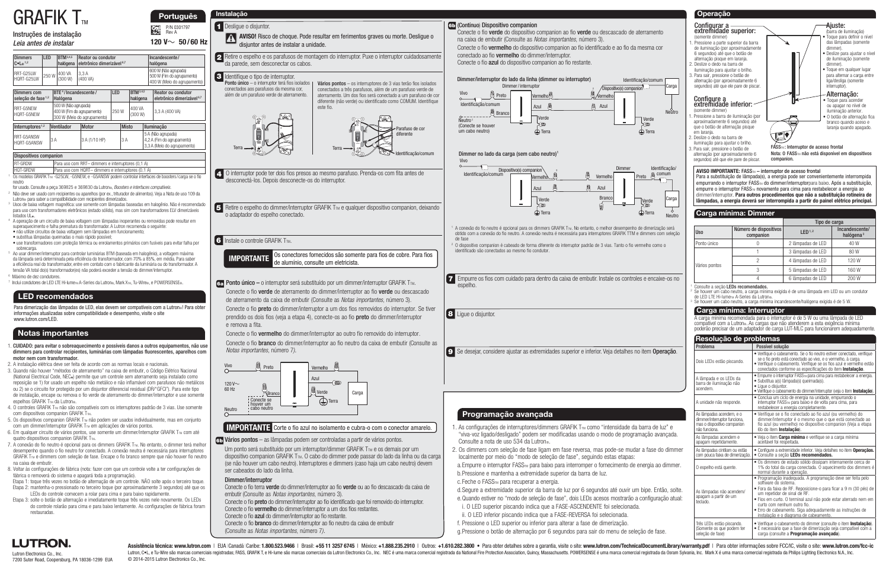# GRAFIK T™

Instruções de instalação
*Leia antes de instalar*

## Português

P/N 0301797
Rev A

**120 V~ 50/60 Hz**

| Dimmers C•L®[1,2] | LED | BTM[3,4,5] halógena | Reator ou condutor eletrônico dimerizável[6,7] | Incandescente/halógena |
|---|---|---|---|---|
| RRT-G25LW HQRT-G25LW | 250 W | 400 VA (300 W) | 3,3 A (400 VA) | 600 W (Não agrupada) 500 W (Fim do agrupamento) 400 W (Meio do agrupamento) |

| Dimmers com seleção de fase[1,2] | BTE[4]/Incandescente/Halógena | LED | BTM[3,4,5] halógena | Reator ou condutor eletrônico dimerizável[6,7] |
|---|---|---|---|---|
| RRT-G5NEW HQRT-G5NEW | 500 W (Não agrupada) 400 W (Fim do agrupamento) 300 W (Meio do agrupamento) | 250 W | 400 VA (300 W) | 3,3 A (400 VA) |

| Interruptores[1,2] | Ventilador | Motor | Misto | Iluminação |
|---|---|---|---|---|
| RRT-G5ANSW HQRT-G5ANSW | 3 A | 3 A (1/10 HP) | 3 A | 5 A (Não agrupada) 4,2 A (Fim do agrupamento) 3,3 A (Meio do agrupamento) |

| Dispositivos companion | |
|---|---|
| RT-GRDW | Para uso com RRT– dimmers e interruptores (0,1 A) |
| HQT-GRDW | Para uso com HQRT– dimmers e interruptores (0,1 A) |

[1] Os modelos GRAFIK T™ -G25LW, -G5NEW, e -G5ANSW podem controlar interfaces de boosters/carga se o fio neutro for usado. Consulte a peça 369825 e 369830 da Lutron®, *Boosters e interfaces compatíveis*.

[2] Não deve ser usado com recipientes ou aparelhos (por ex., triturador de alimentos). Veja a Nota de uso 109 da Lutron® para saber a compatibilidade com recipientes dimerizados.

[3] Usos de baixa voltagem magnética: use somente com lâmpadas baseadas em halogênio. Não é recomendado para uso com transformadores eletrônicos (estado sólido), mas sim com transformadores ELV dimerizáveis listados UL®.

[4] A operação de um circuito de baixa voltagem com lâmpadas inoperantes ou removidas pode resultar em superaquecimento e falha prematura do transformador. A Lutron recomenda o seguinte:
- não utilize circuitos de baixa voltagem sem lâmpadas em funcionamento;
- substitua lâmpadas queimadas o mais rápido possível;
- use transformadores com proteção térmica ou enrolamentos primários com fusíveis para evitar falha por sobrecarga.

[5] Ao usar dimmer/interruptor para controlar luminárias BTM (baseada em halogênio), a voltagem máxima da lâmpada será determinada pela eficiência do transformador, com 70% a 85%, em média. Para saber a eficiência real do transformador, entre em contato com o fabricante da luminária ou do transformador. A tensão VA total do(s) transformador(es) não poderá exceder a tensão do dimmer/interruptor.

[6] Máximo de dez condutores.

[7] Inclui condutores de LED LTE Hi-lume® A-Series da Lutron®, Mark X™, Tu-Wire®, e POWERSENSE®.

## LED recomendados

Para dimerização das lâmpadas de LED, elas devem ser compatíveis com a Lutron®! Para obter informações atualizadas sobre compatibilidade e desempenho, visite o site www.lutron.com/LED.

## Notas importantes

1. **CUIDADO: para evitar o sobreaquecimento e possíveis danos a outros equipamentos, não use dimmers para controlar recipientes, luminárias com lâmpadas fluorescentes, aparelhos com motor nem com transformador.**
2. A instalação elétrica deve ser feita de acordo com as normas locais e nacionais.
3. Quando não houver "métodos de aterramento" na caixa de embutir, o Código Elétrico Nacional (National Electrical Code, NEC®) permite que um controle sem aterramento seja instalado como reposição se 1) for usado um espelho não metálico e não inflamável com parafusos não metálicos ou 2) se o circuito for protegido por um disjuntor diferencial residual (DR/"GFCI"). Para este tipo de instalação, encape ou remova o fio verde de aterramento do dimmer/interruptor e use somente espelhos GRAFIK T™ da Lutron®.
4. O controles GRAFIK T™ não são compatíveis com os interruptores padrão de 3 vias. Use somente com dispositivos companion GRAFIK T™.
5. Os dispositivos companion GRAFIK T™ não podem ser usados individualmente, mas em conjunto com um dimmer/interruptor GRAFIK T™ em aplicações de vários pontos.
6. Em qualquer circuito de vários pontos, use somente um dimmer/interruptor GRAFIK T™ com até quatro dispositivos companion GRAFIK T™.
7. A conexão do fio neutro é opcional para os dimmers GRAFIK T™. No entanto, o dimmer terá melhor desempenho quando o fio neutro for conectado. A conexão neutra é necessária para interruptores GRAFIK T™ e dimmers com seleção de fase. Encape o fio branco sempre que não houver fio neutro na caixa de embutir.
8. Voltar às configurações de fábrica (nota: fazer com que um controle volte a ter configurações de fábrica o removerá do sistema e apagará toda a programação).
   Etapa 1: toque três vezes no botão de alternação de um controle. NÃO solte após o terceiro toque.
   Etapa 2: mantenha-o pressionado no terceiro toque (por aproximadamente 3 segundos) até que os LEDs do controle comecem a rolar para cima e para baixo rapidamente.
   Etapa 3: solte o botão de alternação e imediatamente toque três vezes nele novamente. Os LEDs do controle rolarão para cima e para baixo lentamente. As configurações de fábrica foram restauradas.

## Instalação

**1** Desligue o disjuntor.

**AVISO!** Risco de choque. Pode resultar em ferimentos graves ou morte. Desligue o disjuntor antes de instalar a unidade.

**2** Retire o espelho e os parafusos de montagem do interruptor. Puxe o interruptor cuidadosamente da parede, sem desconectar os cabos.

**3** Identifique o tipo de interruptor.
**Ponto único** – o interruptor terá fios isolados conectados aos parafusos da mesma cor, além de um parafuso verde de aterramento.
**Vários pontos** – os interruptores de 3 vias terão fios isolados conectados a três parafusos, além de um parafuso verde de aterramento. Um dos fios será conectado a um parafuso de cor diferente (não verde) ou identificado como COMUM. Identifique este fio.

Terra
Terra
Parafuso de cor diferente
Identificação/comum

**4** O interruptor pode ter dois fios presos ao mesmo parafuso. Prenda-os com fitas antes de desconectá-los. Depois desconecte-os do interruptor.

**5** Retire o espelho do dimmer/interruptor GRAFIK T™ e qualquer dispositivo companion, deixando o adaptador do espelho conectado.

**6** Instale o controle GRAFIK T™.

**IMPORTANTE** Os conectores fornecidos são somente para fios de cobre. Para fios de alumínio, consulte um eletricista.

**6a** **Ponto único –** o interruptor será substituído por um dimmer/interruptor GRAFIK T™.

Conecte o fio **verde** de aterramento do dimmer/interruptor ao fio **verde** ou descascado de aterramento da caixa de embutir (Consulte as *Notas importantes*, número 3).

Conecte o fio **preto** do dimmer/interruptor a um dos fios removidos do interruptor. Se tiver prendido os dois fios (veja a etapa 4), conecte-os ao fio **preto** do dimmer/interruptor e remova a fita.

Conecte o fio **vermelho** do dimmer/interruptor ao outro fio removido do interruptor.

Conecte o fio **branco** do dimmer/interruptor ao fio neutro da caixa de embutir (Consulte as *Notas importantes*, número 7).

Vivo
Preto
Vermelho
Azul
120 V~ 60 Hz
Branco
Verde
Carga
Conecte se houver um cabo neutro
Terra
Neutro

**IMPORTANTE** Corte o fio azul no isolamento e cubra-o com o conector amarelo.

**6b** **Vários pontos** – as lâmpadas podem ser controladas a partir de vários pontos.

Um ponto será substituído por um interruptor/dimmer GRAFIK T™ e os demais por um dispositivo companion GRAFIK T™. O cabo do dimmer pode passar do lado da linha ou da carga (se não houver um cabo neutro). Interruptores e dimmers (caso haja um cabo neutro) devem ser cabeados do lado da linha.

**Dimmer/interruptor**

Conecte o fio terra **verde** do dimmer/interruptor ao fio **verde** ou ao fio descascado da caixa de embutir (Consulte as *Notas importantes*, número 3).
Conecte o fio **preto** do dimmer/interruptor ao fio identificado que foi removido do interruptor.
Conecte o fio **vermelho** do dimmer/interruptor a um dos fios restantes.
Conecte o fio **azul** do dimmer/interruptor ao fio restante.
Conecte o fio **branco** do dimmer/interruptor ao fio neutro da caixa de embutir (Consulte as *Notas importantes*, número 7).

**6b** (**Contínuo**) **Dispositivo companion**

Conecte o fio **verde** do dispositivo companion ao fio **verde** ou descascado de aterramento na caixa de embutir (Consulte as *Notas importantes*, número 3).

Conecte o fio **vermelho** do dispositivo companion ao fio identificado e ao fio da mesma cor conectado ao fio **vermelho** do dimmer/interruptor.

Conecte o fio **azul** do dispositivo companion ao fio restante.

**Dimmer/interruptor do lado da linha (dimmer ou interruptor)**

Dimmer / interruptor
Identificação/comum
Vivo
Preto
Vermelho
Dispositivo(s) companion
Vermelho
Carga
Identificação/comum
Azul
Azul
Branco
Neutro
Verde
Verde
Neutro[1] (Conecte se houver um cabo neutro)
Terra
Terra

**Dimmer no lado da carga (sem cabo neutro)**[1]

Vivo
Dispositivo(s) companion
Dimmer
Identificação/comum
Identificação/comum
Vermelho
Vermelho
Preto
Azul
Azul
Branco
Verde
Verde
Carga
Terra
Terra
Neutro

[1] A conexão do fio neutro é opcional para os dimmers GRAFIK T™. No entanto, o melhor desempenho de dimerização será obtido com a conexão do fio neutro. A conexão neutra é necessária para interruptores GRAFIK TTM e dimmers com seleção de fase

[2] O dispositivo companion é cabeado de forma diferente do interruptor padrão de 3 vias. Tanto o fio vermelho como o identificado são conectados ao mesmo fio condutor.

**7** Empurre os fios com cuidado para dentro da caixa de embutir. Instale os controles e encaixe-os no espelho.

**8** Ligue o disjuntor.

**9** Se desejar, considere ajustar as extremidades superior e inferior. Veja detalhes no item **Operação**.

## Programação avançada

1. As configurações de interruptores/dimmers GRAFIK T™ como "intensidade da barra de luz" e "viva-voz ligado/desligado" podem ser modificadas usando o modo de programação avançada. Consulte a nota de uso 534 da Lutron®.
2. Os dimmers com seleção de fase ligam em fase reversa, mas pode-se mudar a fase do dimmer localmente por meio do "modo de seleção de fase", seguindo estas etapas:
   a. Empurre o interruptor FASS™ para baixo para interromper o fornecimento de energia ao dimmer.
   b. Pressione e mantenha a extremidade superior da barra de luz.
   c. Feche o FASS™ para recuperar a energia.
   d. Segure a extremidade superior da barra de luz por 6 segundos até ouvir um bipe. Então, solte.
   e. Quando estiver no "modo de seleção de fase", dois LEDs acesos mostrarão a configuração atual:
      i. O LED superior piscando indica que a FASE-ASCENDENTE foi selecionada.
      ii. O LED inferior piscando indica que a FASE-REVERSA foi selecionada.
   f. Pressione o LED superior ou inferior para alterar a fase de dimerização.
   g. Pressione o botão de alternação por 6 segundos para sair do menu de seleção de fase.

## Operação

**Configurar a extremidade superior:**
(somente dimmer)
1. Pressione a parte superior da barra de iluminação (por aproximadamente 6 segundos) até que o botão de alternação pisque em laranja.
2. Deslize o dedo na barra de iluminação para ajustar o brilho.
3. Para sair, pressione o botão de alternação (por aproximadamente 6 segundos) até que ele pare de piscar.

**Configure a extremidade inferior:**
(somente dimmer)
1. Pressione a barra de iluminação (por aproximadamente 6 segundos) até que o botão de alternação pisque em laranja.
2. Deslize o dedo na barra de iluminação para ajustar o brilho.
3. Para sair, pressione o botão de alternação (por aproximadamente 6 segundos) até que ele pare de piscar.

**Ajuste:**
(barra de iluminação)
- Toque para definir o nível das lâmpadas (somente dimmer).
- Deslize para ajustar o nível de iluminação (somente dimmer).
- Toque em qualquer lugar para alternar a carga entre liga/desliga (somente interruptor).

**Alternação:**
- Toque para acender ou apagar no nível de iluminação anterior.
- O botão de alternação fica branco quando aceso e laranja quando apagado.

**FASS™: Interruptor de acesso frontal**
**Nota: O FASS™ não está disponível em dispositivos companion.**

**AVISO IMPORTANTE: FASS™ – interruptor de acesso frontal**
Para a substituição de lâmpada(s), a energia pode ser convenientemente interrompida empurrando o interruptor FASS™ do dimmer/interruptor para baixo. Após a substituição, empurre o interruptor FASS™ novamente para cima para restabelecer a energia ao dimmer/interruptor. **Para outros procedimentos que não a substituição rotineira de lâmpadas, a energia deverá ser interrompida a partir do disjuntor elétrico principal.**

## Carga mínima: Dimmer

| Uso | Número de dispositivos companion | Tipo de carga | |
|---|---|---|---|
| | | LED[1,2] | Incandescente/halógena[3] |
| Ponto único | 0 | 2 lâmpadas de LED | 40 W |
| Vários pontos | 1 | 3 lâmpadas de LED | 80 W |
| | 2 | 4 lâmpadas de LED | 120 W |
| | 3 | 5 lâmpadas de LED | 160 W |
| | 4 | 6 lâmpadas de LED | 200 W |

[1] Consulte a seção **LEDs recomendados.**
[2] Se houver um cabo neutro, a carga mínima exigida é de uma lâmpada em LED ou um condutor de LED LTE Hi-lume® A-Series da Lutron®.
[3] Se houver um cabo neutro, a carga mínima incandescente/halógena exigida é de 5 W.

## Carga mínima: Interruptor

A carga mínima recomendada para o interruptor é de 5 W ou uma lâmpada de LED compatível com a Lutron®. As cargas que não atenderem a esta exigência mínima poderão precisar de um adaptador de carga LUT-MLC para funcionarem adequadamente.

## Resolução de problemas

| Problema | Possível solução |
|---|---|
| Dois LEDs estão piscando. | • Verifique o cabeamento. Se o fio neutro estiver conectado, verifique se o fio preto está conectado ao vivo, e o vermelho, à carga. • Verifique o cabeamento. Verifique se os fios azul e vermelho estão conectados conforme as especificações do item **Instalação**. |
| A lâmpada e os LEDs da barra de iluminação não acendem. | • Empurre o interruptor FASS™ para cima para restabelecer a energia. • Substitua a(s) lâmpada(s) queimada(s). • Ligue o disjuntor. • Verifique o cabeamento do dimmer/interruptor (veja o item **Instalação**). |
| A unidade não responde. | • Conclua um ciclo de energia na unidade, empurrando o interruptor FASS™ para baixo e de volta para cima, para restabelecer a energia completamente. |
| As lâmpadas acendem, e o dimmer/interruptor funciona, mas o dispositivo companion não funciona. | • Verifique se o fio conectado ao fio azul (ou vermelho) do dimmer/interruptor é o mesmo que o que está conectado ao fio azul (ou vermelho) do dispositivo companion (Veja a etapa 6b do item **Instalação**). |
| As lâmpadas acendem e apagam repetidamente. | • Veja o item **Carga mínima** e verifique se a carga mínima aceitável foi respeitada. |
| As lâmpadas cintilam ou estão com pouca falta de dimerização. | • Configure a extremidade inferior. Veja detalhes no item **Operações.** • Consulte a seção **LEDs recomendados.** |
| O espelho está quente. | • Os dimmers de estado sólido dissipam internamente cerca de 1% do total da carga conectada. O aquecimento dos dimmers é normal durante a operação. |
| As lâmpadas não acendem/apagam a partir de um teclado. | • Programação inadequada. A programação deve ser feita pelo software do sistema. • Fora da faixa de RF. Reposicione-o para ficar a 9 m (30 pés) de um repetidor de sinal de RF. • Fios em curto. O terminal azul não pode estar atarrado nem em curto com nenhum outro fio. • Erro de cabeamento. Siga adequadamente as instruções de instalação e o diagrama de cabeamento. |
| Três LEDs estão piscando. (Somente os que podem ter seleção de fase) | • Verifique o cabeamento do dimmer (consulte o item **Instalação**). • É necessário que a fase de dimerização seja compatível com a carga (consulte a **Programação avançada**). |

**LUTRON.**
Lutron Electronics Co., Inc.
7200 Suter Road, Coopersburg, PA 18036-1299 EUA

**Assistência técnica: www.lutron.com** | EUA/Canadá/Caribe: **1.800.523.9466** | Brasil: **+55 11 3257 6745** | México: **+1.888.235.2910** | Outros: **+1.610.282.3800** • Para obter detalhes sobre a garantia, visite o site: **www.lutron.com/TechnicalDocumentLibrary/warranty.pdf** | Para obter informações sobre FCC/IC, visite o site: **www.lutron.com/fcc-ic**

Lutron, C•L, e Tu-Wire são marcas comerciais registradas; FASS, GRAFIK T, e Hi-lume são marcas comerciais da Lutron Electronics Co., Inc. NEC é uma marca comercial registrada da National Fire Protection Association, Quincy, Massachusetts. POWERSENSE é uma marca comercial registrada da Osram Sylvania, Inc. Mark X é uma marca comercial registrada da Philips Lighting Electronics N.A., Inc.
© 2014-2015 Lutron Electronics Co., Inc.